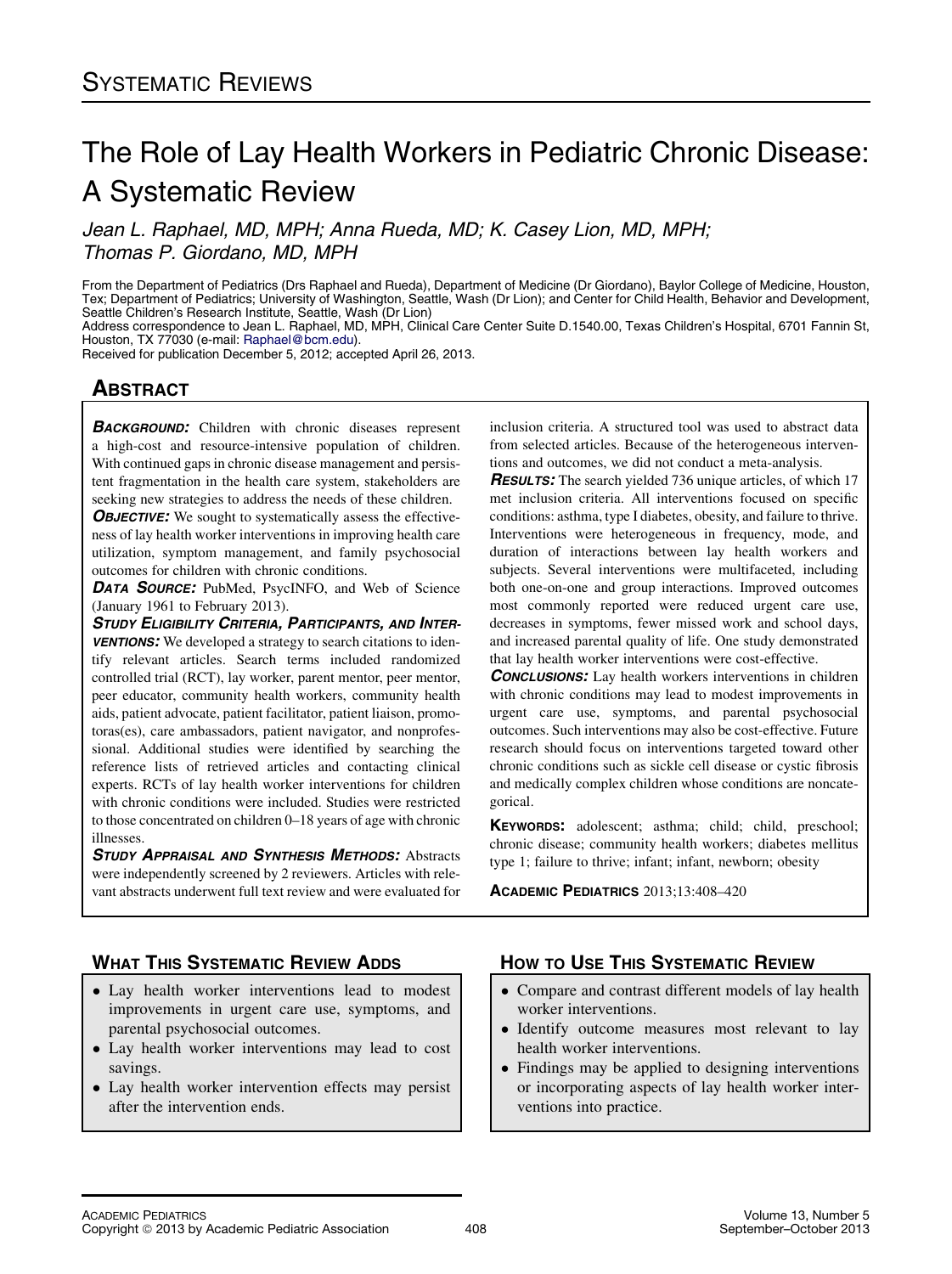# SYSTEMATIC REVIEWS

# The Role of Lay Health Workers in Pediatric Chronic Disease: A Systematic Review

*Jean L. Raphael, MD, MPH; Anna Rueda, MD; K. Casey Lion, MD, MPH; Thomas P. Giordano, MD, MPH*

From the Department of Pediatrics (Drs Raphael and Rueda), Department of Medicine (Dr Giordano), Baylor College of Medicine, Houston, Tex; Department of Pediatrics; University of Washington, Seattle, Wash (Dr Lion); and Center for Child Health, Behavior and Development, Seattle Children's Research Institute, Seattle, Wash (Dr Lion)

Address correspondence to Jean L. Raphael, MD, MPH, Clinical Care Center Suite D.1540.00, Texas Children's Hospital, 6701 Fannin St, Houston, TX 77030 (e-mail: Raphael@bcm.edu).

Received for publication December 5, 2012; accepted April 26, 2013.

## ABSTRACT

***BACKGROUND:*** Children with chronic diseases represent a high-cost and resource-intensive population of children. With continued gaps in chronic disease management and persistent fragmentation in the health care system, stakeholders are seeking new strategies to address the needs of these children.

***OBJECTIVE:*** We sought to systematically assess the effectiveness of lay health worker interventions in improving health care utilization, symptom management, and family psychosocial outcomes for children with chronic conditions.

***DATA SOURCE:*** PubMed, PsycINFO, and Web of Science (January 1961 to February 2013).

***STUDY ELIGIBILITY CRITERIA, PARTICIPANTS, AND INTERVENTIONS:*** We developed a strategy to search citations to identify relevant articles. Search terms included randomized controlled trial (RCT), lay worker, parent mentor, peer mentor, peer educator, community health workers, community health aids, patient advocate, patient facilitator, patient liaison, promotoras(es), care ambassadors, patient navigator, and nonprofessional. Additional studies were identified by searching the reference lists of retrieved articles and contacting clinical experts. RCTs of lay health worker interventions for children with chronic conditions were included. Studies were restricted to those concentrated on children 0–18 years of age with chronic illnesses.

***STUDY APPRAISAL AND SYNTHESIS METHODS:*** Abstracts were independently screened by 2 reviewers. Articles with relevant abstracts underwent full text review and were evaluated for inclusion criteria. A structured tool was used to abstract data from selected articles. Because of the heterogeneous interventions and outcomes, we did not conduct a meta-analysis.

***RESULTS:*** The search yielded 736 unique articles, of which 17 met inclusion criteria. All interventions focused on specific conditions: asthma, type I diabetes, obesity, and failure to thrive. Interventions were heterogeneous in frequency, mode, and duration of interactions between lay health workers and subjects. Several interventions were multifaceted, including both one-on-one and group interactions. Improved outcomes most commonly reported were reduced urgent care use, decreases in symptoms, fewer missed work and school days, and increased parental quality of life. One study demonstrated that lay health worker interventions were cost-effective.

***CONCLUSIONS:*** Lay health workers interventions in children with chronic conditions may lead to modest improvements in urgent care use, symptoms, and parental psychosocial outcomes. Such interventions may also be cost-effective. Future research should focus on interventions targeted toward other chronic conditions such as sickle cell disease or cystic fibrosis and medically complex children whose conditions are noncategorical.

**KEYWORDS:** adolescent; asthma; child; child, preschool; chronic disease; community health workers; diabetes mellitus type 1; failure to thrive; infant; infant, newborn; obesity

**ACADEMIC PEDIATRICS** 2013;13:408–420

### WHAT THIS SYSTEMATIC REVIEW ADDS

- Lay health worker interventions lead to modest improvements in urgent care use, symptoms, and parental psychosocial outcomes.
- Lay health worker interventions may lead to cost savings.
- Lay health worker intervention effects may persist after the intervention ends.

### HOW TO USE THIS SYSTEMATIC REVIEW

- Compare and contrast different models of lay health worker interventions.
- Identify outcome measures most relevant to lay health worker interventions.
- Findings may be applied to designing interventions or incorporating aspects of lay health worker interventions into practice.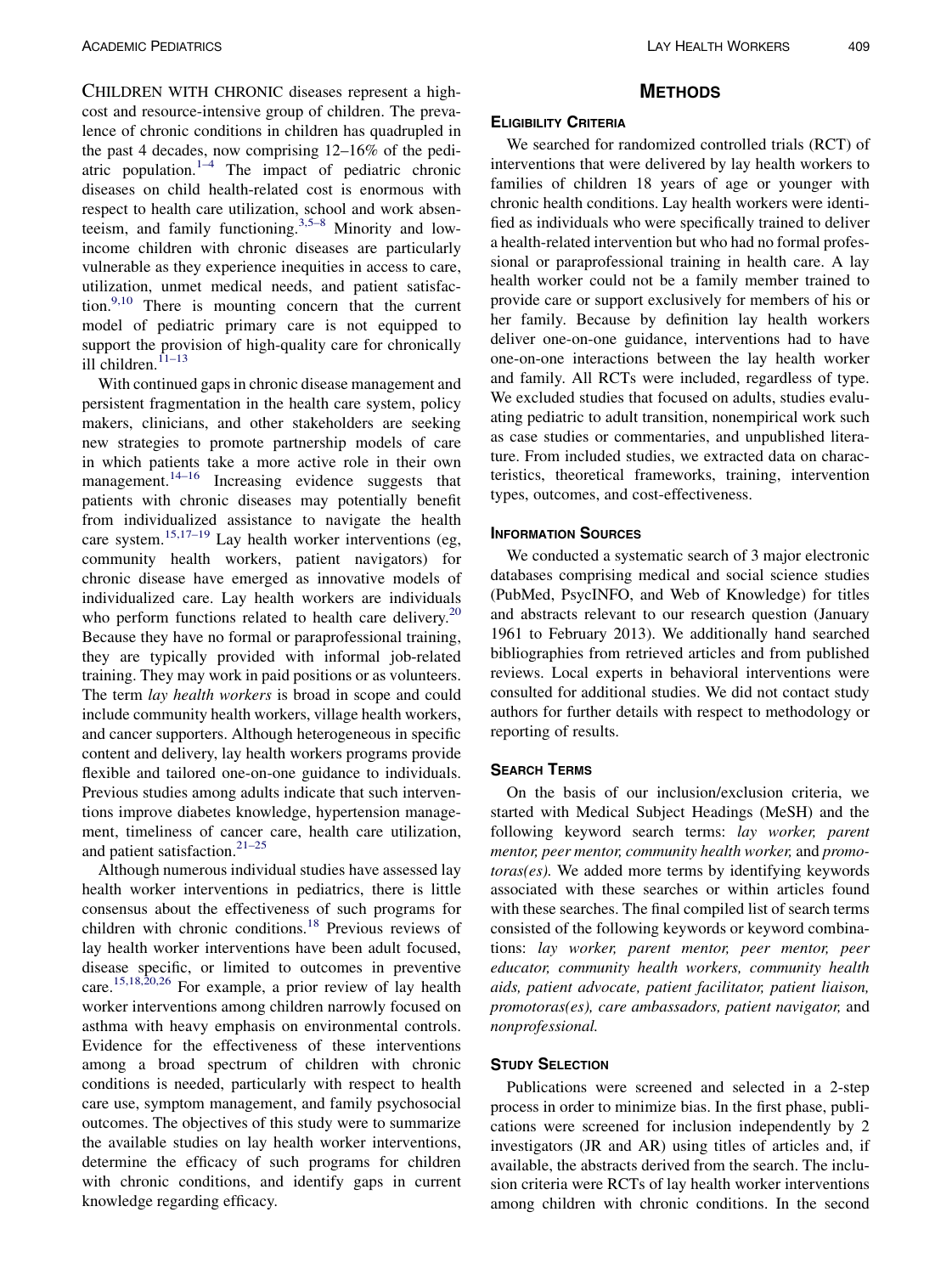CHILDREN WITH CHRONIC diseases represent a high-cost and resource-intensive group of children. The prevalence of chronic conditions in children has quadrupled in the past 4 decades, now comprising 12–16% of the pediatric population.[1–4] The impact of pediatric chronic diseases on child health-related cost is enormous with respect to health care utilization, school and work absenteeism, and family functioning.[3,5–8] Minority and low-income children with chronic diseases are particularly vulnerable as they experience inequities in access to care, utilization, unmet medical needs, and patient satisfaction.[9,10] There is mounting concern that the current model of pediatric primary care is not equipped to support the provision of high-quality care for chronically ill children.[11–13]

With continued gaps in chronic disease management and persistent fragmentation in the health care system, policy makers, clinicians, and other stakeholders are seeking new strategies to promote partnership models of care in which patients take a more active role in their own management.[14–16] Increasing evidence suggests that patients with chronic diseases may potentially benefit from individualized assistance to navigate the health care system.[15,17–19] Lay health worker interventions (eg, community health workers, patient navigators) for chronic disease have emerged as innovative models of individualized care. Lay health workers are individuals who perform functions related to health care delivery.[20] Because they have no formal or paraprofessional training, they are typically provided with informal job-related training. They may work in paid positions or as volunteers. The term *lay health workers* is broad in scope and could include community health workers, village health workers, and cancer supporters. Although heterogeneous in specific content and delivery, lay health workers programs provide flexible and tailored one-on-one guidance to individuals. Previous studies among adults indicate that such interventions improve diabetes knowledge, hypertension management, timeliness of cancer care, health care utilization, and patient satisfaction.[21–25]

Although numerous individual studies have assessed lay health worker interventions in pediatrics, there is little consensus about the effectiveness of such programs for children with chronic conditions.[18] Previous reviews of lay health worker interventions have been adult focused, disease specific, or limited to outcomes in preventive care.[15,18,20,26] For example, a prior review of lay health worker interventions among children narrowly focused on asthma with heavy emphasis on environmental controls. Evidence for the effectiveness of these interventions among a broad spectrum of children with chronic conditions is needed, particularly with respect to health care use, symptom management, and family psychosocial outcomes. The objectives of this study were to summarize the available studies on lay health worker interventions, determine the efficacy of such programs for children with chronic conditions, and identify gaps in current knowledge regarding efficacy.

## METHODS

### ELIGIBILITY CRITERIA

We searched for randomized controlled trials (RCT) of interventions that were delivered by lay health workers to families of children 18 years of age or younger with chronic health conditions. Lay health workers were identified as individuals who were specifically trained to deliver a health-related intervention but who had no formal professional or paraprofessional training in health care. A lay health worker could not be a family member trained to provide care or support exclusively for members of his or her family. Because by definition lay health workers deliver one-on-one guidance, interventions had to have one-on-one interactions between the lay health worker and family. All RCTs were included, regardless of type. We excluded studies that focused on adults, studies evaluating pediatric to adult transition, nonempirical work such as case studies or commentaries, and unpublished literature. From included studies, we extracted data on characteristics, theoretical frameworks, training, intervention types, outcomes, and cost-effectiveness.

### INFORMATION SOURCES

We conducted a systematic search of 3 major electronic databases comprising medical and social science studies (PubMed, PsycINFO, and Web of Knowledge) for titles and abstracts relevant to our research question (January 1961 to February 2013). We additionally hand searched bibliographies from retrieved articles and from published reviews. Local experts in behavioral interventions were consulted for additional studies. We did not contact study authors for further details with respect to methodology or reporting of results.

### SEARCH TERMS

On the basis of our inclusion/exclusion criteria, we started with Medical Subject Headings (MeSH) and the following keyword search terms: *lay worker, parent mentor, peer mentor, community health worker,* and *promotoras(es).* We added more terms by identifying keywords associated with these searches or within articles found with these searches. The final compiled list of search terms consisted of the following keywords or keyword combinations: *lay worker, parent mentor, peer mentor, peer educator, community health workers, community health aids, patient advocate, patient facilitator, patient liaison, promotoras(es), care ambassadors, patient navigator,* and *nonprofessional.*

### STUDY SELECTION

Publications were screened and selected in a 2-step process in order to minimize bias. In the first phase, publications were screened for inclusion independently by 2 investigators (JR and AR) using titles of articles and, if available, the abstracts derived from the search. The inclusion criteria were RCTs of lay health worker interventions among children with chronic conditions. In the second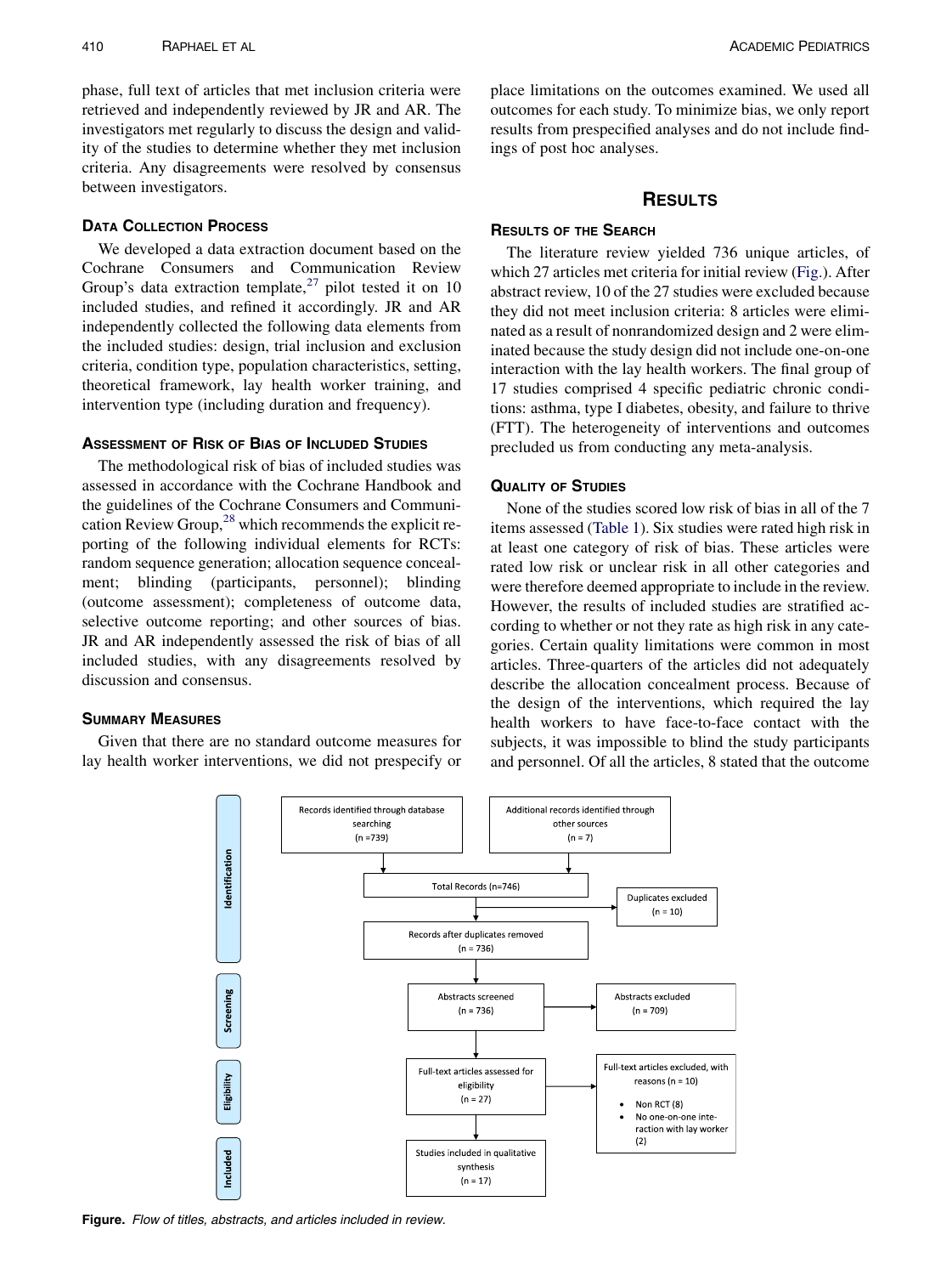phase, full text of articles that met inclusion criteria were retrieved and independently reviewed by JR and AR. The investigators met regularly to discuss the design and validity of the studies to determine whether they met inclusion criteria. Any disagreements were resolved by consensus between investigators.

### Data Collection Process

We developed a data extraction document based on the Cochrane Consumers and Communication Review Group's data extraction template,[27] pilot tested it on 10 included studies, and refined it accordingly. JR and AR independently collected the following data elements from the included studies: design, trial inclusion and exclusion criteria, condition type, population characteristics, setting, theoretical framework, lay health worker training, and intervention type (including duration and frequency).

### Assessment of Risk of Bias of Included Studies

The methodological risk of bias of included studies was assessed in accordance with the Cochrane Handbook and the guidelines of the Cochrane Consumers and Communication Review Group,[28] which recommends the explicit reporting of the following individual elements for RCTs: random sequence generation; allocation sequence concealment; blinding (participants, personnel); blinding (outcome assessment); completeness of outcome data, selective outcome reporting; and other sources of bias. JR and AR independently assessed the risk of bias of all included studies, with any disagreements resolved by discussion and consensus.

### Summary Measures

Given that there are no standard outcome measures for lay health worker interventions, we did not prespecify or place limitations on the outcomes examined. We used all outcomes for each study. To minimize bias, we only report results from prespecified analyses and do not include findings of post hoc analyses.

## Results

### Results of the Search

The literature review yielded 736 unique articles, of which 27 articles met criteria for initial review (Fig.). After abstract review, 10 of the 27 studies were excluded because they did not meet inclusion criteria: 8 articles were eliminated as a result of nonrandomized design and 2 were eliminated because the study design did not include one-on-one interaction with the lay health workers. The final group of 17 studies comprised 4 specific pediatric chronic conditions: asthma, type I diabetes, obesity, and failure to thrive (FTT). The heterogeneity of interventions and outcomes precluded us from conducting any meta-analysis.

### Quality of Studies

None of the studies scored low risk of bias in all of the 7 items assessed (Table 1). Six studies were rated high risk in at least one category of risk of bias. These articles were rated low risk or unclear risk in all other categories and were therefore deemed appropriate to include in the review. However, the results of included studies are stratified according to whether or not they rate as high risk in any categories. Certain quality limitations were common in most articles. Three-quarters of the articles did not adequately describe the allocation concealment process. Because of the design of the interventions, which required the lay health workers to have face-to-face contact with the subjects, it was impossible to blind the study participants and personnel. Of all the articles, 8 stated that the outcome

**Identification**
- Records identified through database searching (n = 739)
- Additional records identified through other sources (n = 7)
- Total Records (n=746)
- Duplicates excluded (n = 10)
- Records after duplicates removed (n = 736)

**Screening**
- Abstracts screened (n = 736)
- Abstracts excluded (n = 709)

**Eligibility**
- Full-text articles assessed for eligibility (n = 27)
- Full-text articles excluded, with reasons (n = 10)
  - Non RCT (8)
  - No one-on-one interaction with lay worker (2)

**Included**
- Studies included in qualitative synthesis (n = 17)

**Figure.** *Flow of titles, abstracts, and articles included in review.*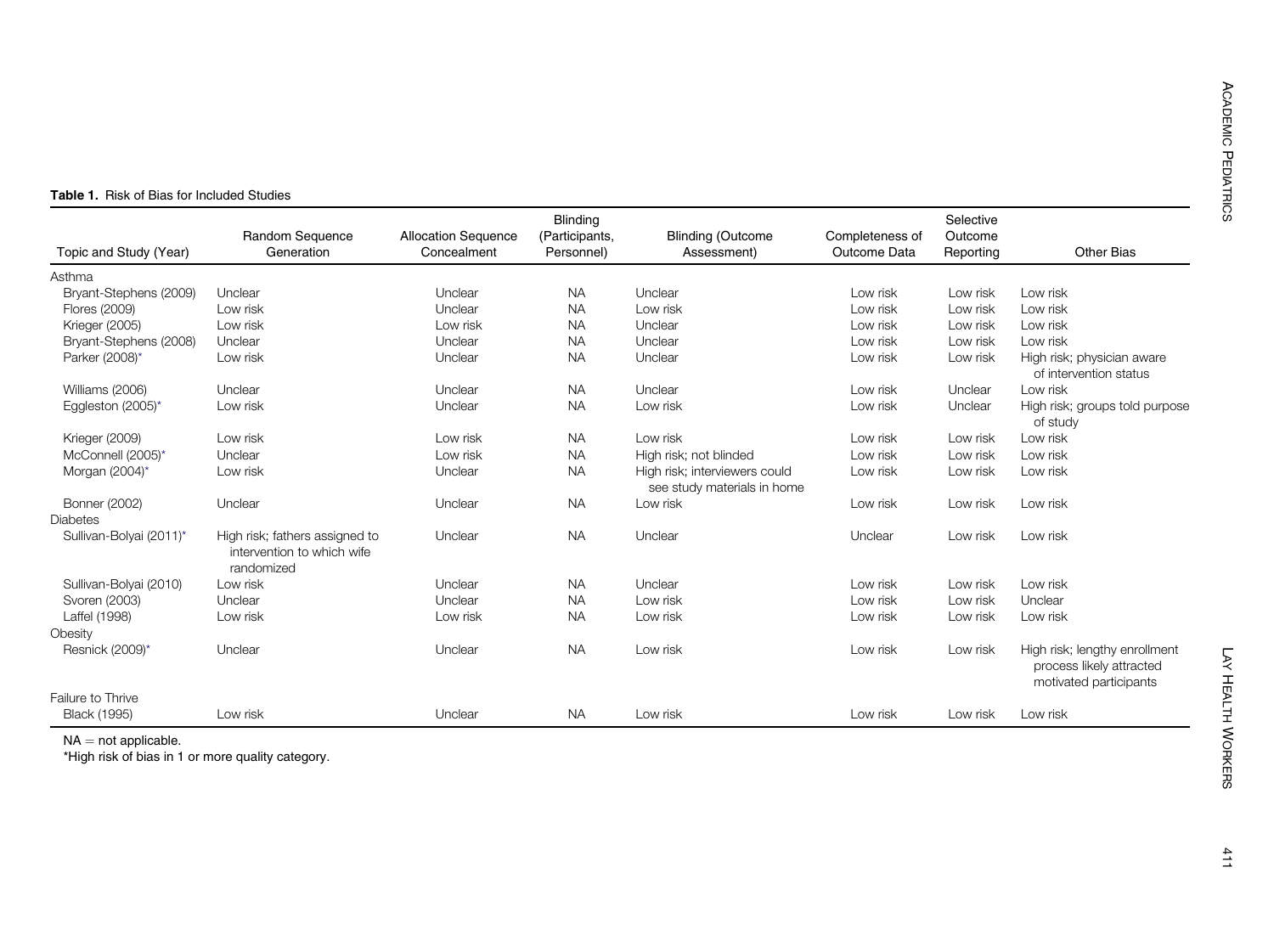**Table 1.** Risk of Bias for Included Studies

| Topic and Study (Year) | Random Sequence Generation | Allocation Sequence Concealment | Blinding (Participants, Personnel) | Blinding (Outcome Assessment) | Completeness of Outcome Data | Selective Outcome Reporting | Other Bias |
|---|---|---|---|---|---|---|---|
| Asthma | | | | | | | |
| Bryant-Stephens (2009) | Unclear | Unclear | NA | Unclear | Low risk | Low risk | Low risk |
| Flores (2009) | Low risk | Unclear | NA | Low risk | Low risk | Low risk | Low risk |
| Krieger (2005) | Low risk | Low risk | NA | Unclear | Low risk | Low risk | Low risk |
| Bryant-Stephens (2008) | Unclear | Unclear | NA | Unclear | Low risk | Low risk | Low risk |
| Parker (2008)* | Low risk | Unclear | NA | Unclear | Low risk | Low risk | High risk; physician aware of intervention status |
| Williams (2006) | Unclear | Unclear | NA | Unclear | Low risk | Unclear | Low risk |
| Eggleston (2005)* | Low risk | Unclear | NA | Low risk | Low risk | Unclear | High risk; groups told purpose of study |
| Krieger (2009) | Low risk | Low risk | NA | Low risk | Low risk | Low risk | Low risk |
| McConnell (2005)* | Unclear | Low risk | NA | High risk; not blinded | Low risk | Low risk | Low risk |
| Morgan (2004)* | Low risk | Unclear | NA | High risk; interviewers could see study materials in home | Low risk | Low risk | Low risk |
| Bonner (2002) | Unclear | Unclear | NA | Low risk | Low risk | Low risk | Low risk |
| Diabetes | | | | | | | |
| Sullivan-Bolyai (2011)* | High risk; fathers assigned to intervention to which wife randomized | Unclear | NA | Unclear | Unclear | Low risk | Low risk |
| Sullivan-Bolyai (2010) | Low risk | Unclear | NA | Unclear | Low risk | Low risk | Low risk |
| Svoren (2003) | Unclear | Unclear | NA | Low risk | Low risk | Low risk | Unclear |
| Laffel (1998) | Low risk | Low risk | NA | Low risk | Low risk | Low risk | Low risk |
| Obesity | | | | | | | |
| Resnick (2009)* | Unclear | Unclear | NA | Low risk | Low risk | Low risk | High risk; lengthy enrollment process likely attracted motivated participants |
| Failure to Thrive | | | | | | | |
| Black (1995) | Low risk | Unclear | NA | Low risk | Low risk | Low risk | Low risk |

NA = not applicable.
*High risk of bias in 1 or more quality category.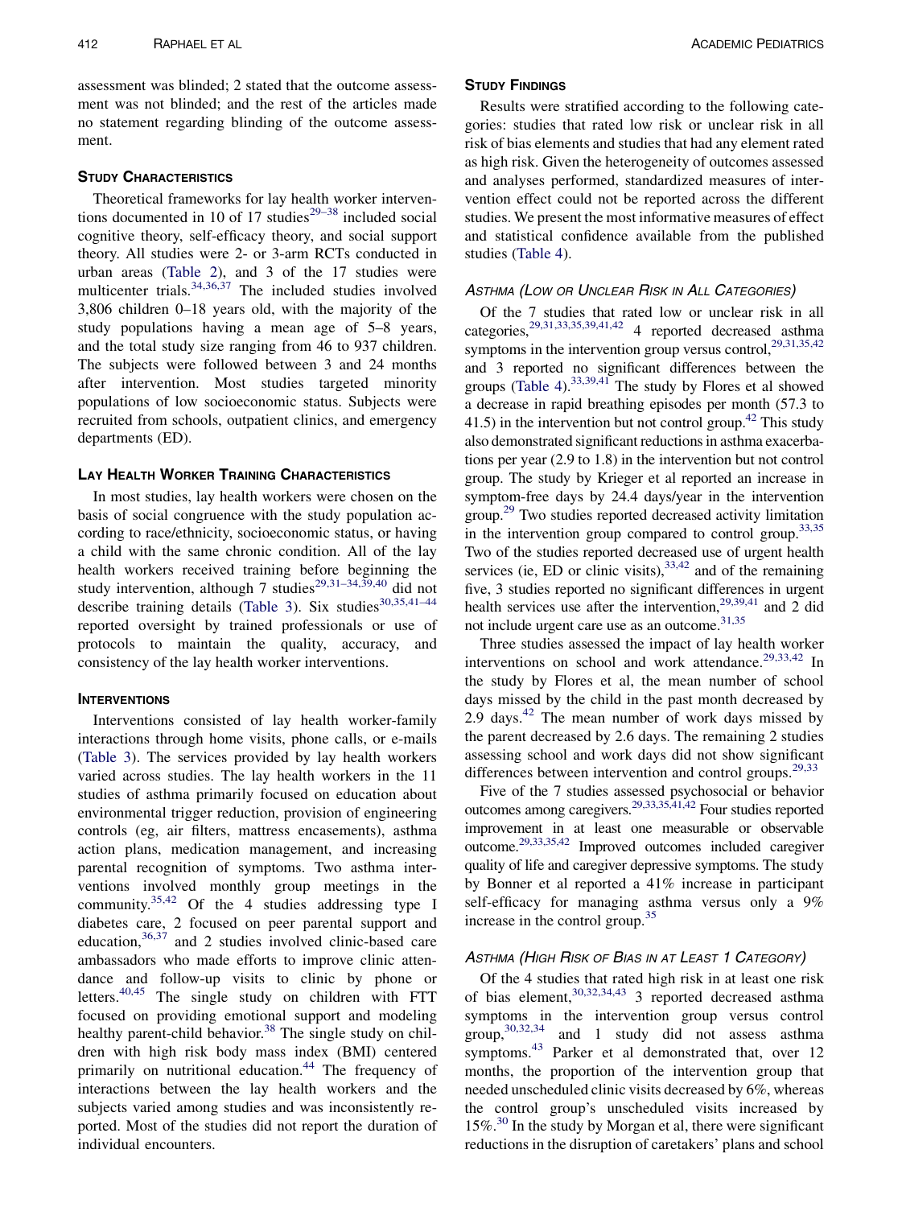assessment was blinded; 2 stated that the outcome assessment was not blinded; and the rest of the articles made no statement regarding blinding of the outcome assessment.

### Study Characteristics

Theoretical frameworks for lay health worker interventions documented in 10 of 17 studies[29–38] included social cognitive theory, self-efficacy theory, and social support theory. All studies were 2- or 3-arm RCTs conducted in urban areas (Table 2), and 3 of the 17 studies were multicenter trials.[34,36,37] The included studies involved 3,806 children 0–18 years old, with the majority of the study populations having a mean age of 5–8 years, and the total study size ranging from 46 to 937 children. The subjects were followed between 3 and 24 months after intervention. Most studies targeted minority populations of low socioeconomic status. Subjects were recruited from schools, outpatient clinics, and emergency departments (ED).

### Lay Health Worker Training Characteristics

In most studies, lay health workers were chosen on the basis of social congruence with the study population according to race/ethnicity, socioeconomic status, or having a child with the same chronic condition. All of the lay health workers received training before beginning the study intervention, although 7 studies[29,31–34,39,40] did not describe training details (Table 3). Six studies[30,35,41–44] reported oversight by trained professionals or use of protocols to maintain the quality, accuracy, and consistency of the lay health worker interventions.

### Interventions

Interventions consisted of lay health worker-family interactions through home visits, phone calls, or e-mails (Table 3). The services provided by lay health workers varied across studies. The lay health workers in the 11 studies of asthma primarily focused on education about environmental trigger reduction, provision of engineering controls (eg, air filters, mattress encasements), asthma action plans, medication management, and increasing parental recognition of symptoms. Two asthma interventions involved monthly group meetings in the community.[35,42] Of the 4 studies addressing type I diabetes care, 2 focused on peer parental support and education,[36,37] and 2 studies involved clinic-based care ambassadors who made efforts to improve clinic attendance and follow-up visits to clinic by phone or letters.[40,45] The single study on children with FTT focused on providing emotional support and modeling healthy parent-child behavior.[38] The single study on children with high risk body mass index (BMI) centered primarily on nutritional education.[44] The frequency of interactions between the lay health workers and the subjects varied among studies and was inconsistently reported. Most of the studies did not report the duration of individual encounters.

### Study Findings

Results were stratified according to the following categories: studies that rated low risk or unclear risk in all risk of bias elements and studies that had any element rated as high risk. Given the heterogeneity of outcomes assessed and analyses performed, standardized measures of intervention effect could not be reported across the different studies. We present the most informative measures of effect and statistical confidence available from the published studies (Table 4).

#### *Asthma (Low or Unclear Risk in All Categories)*

Of the 7 studies that rated low or unclear risk in all categories,[29,31,33,35,39,41,42] 4 reported decreased asthma symptoms in the intervention group versus control,[29,31,35,42] and 3 reported no significant differences between the groups (Table 4).[33,39,41] The study by Flores et al showed a decrease in rapid breathing episodes per month (57.3 to 41.5) in the intervention but not control group.[42] This study also demonstrated significant reductions in asthma exacerbations per year (2.9 to 1.8) in the intervention but not control group. The study by Krieger et al reported an increase in symptom-free days by 24.4 days/year in the intervention group.[29] Two studies reported decreased activity limitation in the intervention group compared to control group.[33,35] Two of the studies reported decreased use of urgent health services (ie, ED or clinic visits),[33,42] and of the remaining five, 3 studies reported no significant differences in urgent health services use after the intervention,[29,39,41] and 2 did not include urgent care use as an outcome.[31,35]

Three studies assessed the impact of lay health worker interventions on school and work attendance.[29,33,42] In the study by Flores et al, the mean number of school days missed by the child in the past month decreased by 2.9 days.[42] The mean number of work days missed by the parent decreased by 2.6 days. The remaining 2 studies assessing school and work days did not show significant differences between intervention and control groups.[29,33]

Five of the 7 studies assessed psychosocial or behavior outcomes among caregivers.[29,33,35,41,42] Four studies reported improvement in at least one measurable or observable outcome.[29,33,35,42] Improved outcomes included caregiver quality of life and caregiver depressive symptoms. The study by Bonner et al reported a 41% increase in participant self-efficacy for managing asthma versus only a 9% increase in the control group.[35]

#### *Asthma (High Risk of Bias in at Least 1 Category)*

Of the 4 studies that rated high risk in at least one risk of bias element,[30,32,34,43] 3 reported decreased asthma symptoms in the intervention group versus control group,[30,32,34] and 1 study did not assess asthma symptoms.[43] Parker et al demonstrated that, over 12 months, the proportion of the intervention group that needed unscheduled clinic visits decreased by 6%, whereas the control group's unscheduled visits increased by 15%.[30] In the study by Morgan et al, there were significant reductions in the disruption of caretakers' plans and school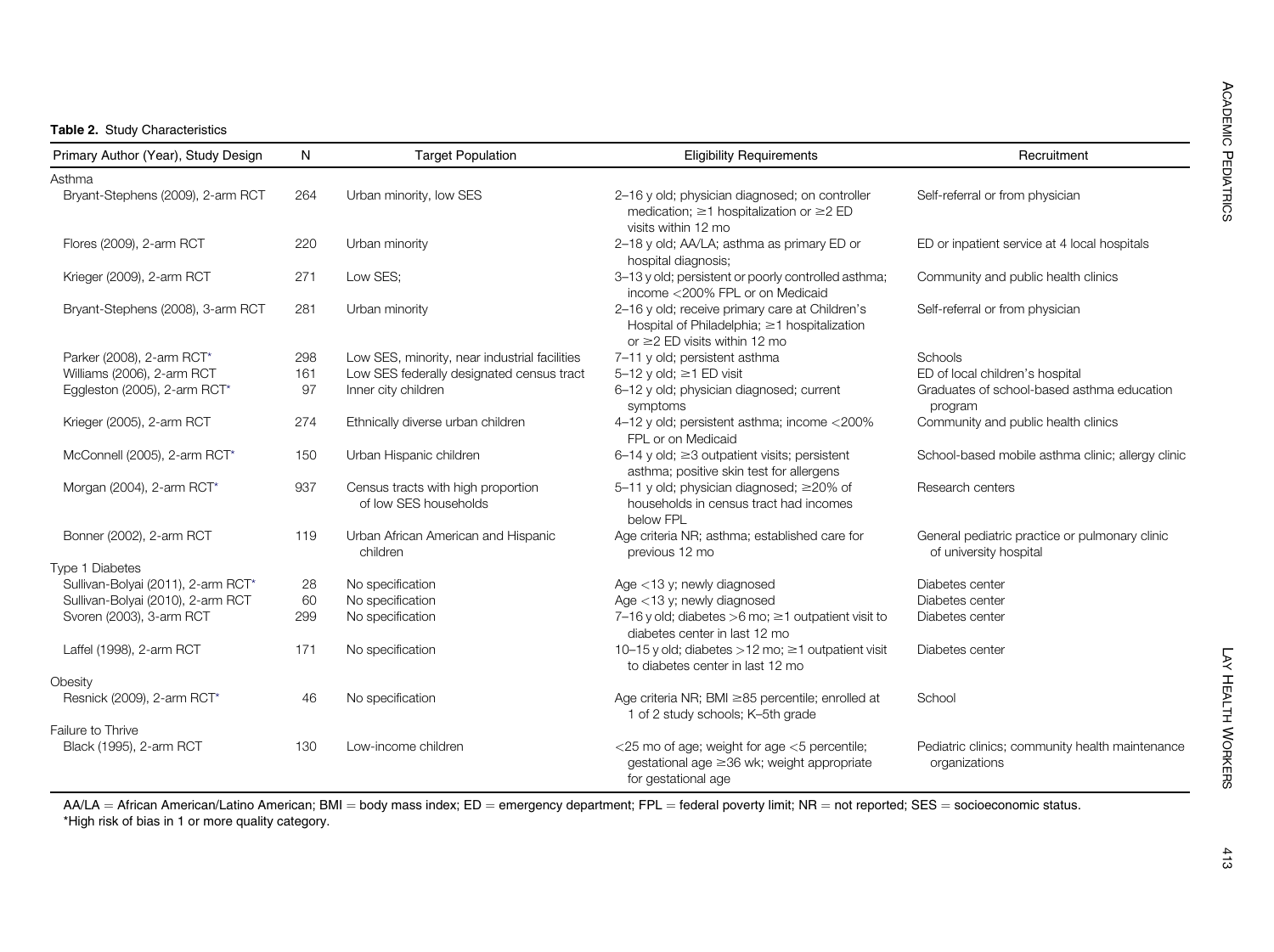**Table 2.** Study Characteristics

| Primary Author (Year), Study Design | N | Target Population | Eligibility Requirements | Recruitment |
|---|---|---|---|---|
| Asthma | | | | |
| Bryant-Stephens (2009), 2-arm RCT | 264 | Urban minority, low SES | 2–16 y old; physician diagnosed; on controller medication; ≥1 hospitalization or ≥2 ED visits within 12 mo | Self-referral or from physician |
| Flores (2009), 2-arm RCT | 220 | Urban minority | 2–18 y old; AA/LA; asthma as primary ED or hospital diagnosis; | ED or inpatient service at 4 local hospitals |
| Krieger (2009), 2-arm RCT | 271 | Low SES; | 3–13 y old; persistent or poorly controlled asthma; income <200% FPL or on Medicaid | Community and public health clinics |
| Bryant-Stephens (2008), 3-arm RCT | 281 | Urban minority | 2–16 y old; receive primary care at Children's Hospital of Philadelphia; ≥1 hospitalization or ≥2 ED visits within 12 mo | Self-referral or from physician |
| Parker (2008), 2-arm RCT* | 298 | Low SES, minority, near industrial facilities | 7–11 y old; persistent asthma | Schools |
| Williams (2006), 2-arm RCT | 161 | Low SES federally designated census tract | 5–12 y old; ≥1 ED visit | ED of local children's hospital |
| Eggleston (2005), 2-arm RCT* | 97 | Inner city children | 6–12 y old; physician diagnosed; current symptoms | Graduates of school-based asthma education program |
| Krieger (2005), 2-arm RCT | 274 | Ethnically diverse urban children | 4–12 y old; persistent asthma; income <200% FPL or on Medicaid | Community and public health clinics |
| McConnell (2005), 2-arm RCT* | 150 | Urban Hispanic children | 6–14 y old; ≥3 outpatient visits; persistent asthma; positive skin test for allergens | School-based mobile asthma clinic; allergy clinic |
| Morgan (2004), 2-arm RCT* | 937 | Census tracts with high proportion of low SES households | 5–11 y old; physician diagnosed; ≥20% of households in census tract had incomes below FPL | Research centers |
| Bonner (2002), 2-arm RCT | 119 | Urban African American and Hispanic children | Age criteria NR; asthma; established care for previous 12 mo | General pediatric practice or pulmonary clinic of university hospital |
| Type 1 Diabetes | | | | |
| Sullivan-Bolyai (2011), 2-arm RCT* | 28 | No specification | Age <13 y; newly diagnosed | Diabetes center |
| Sullivan-Bolyai (2010), 2-arm RCT | 60 | No specification | Age <13 y; newly diagnosed | Diabetes center |
| Svoren (2003), 3-arm RCT | 299 | No specification | 7–16 y old; diabetes >6 mo; ≥1 outpatient visit to diabetes center in last 12 mo | Diabetes center |
| Laffel (1998), 2-arm RCT | 171 | No specification | 10–15 y old; diabetes >12 mo; ≥1 outpatient visit to diabetes center in last 12 mo | Diabetes center |
| Obesity | | | | |
| Resnick (2009), 2-arm RCT* | 46 | No specification | Age criteria NR; BMI ≥85 percentile; enrolled at 1 of 2 study schools; K–5th grade | School |
| Failure to Thrive | | | | |
| Black (1995), 2-arm RCT | 130 | Low-income children | <25 mo of age; weight for age <5 percentile; gestational age ≥36 wk; weight appropriate for gestational age | Pediatric clinics; community health maintenance organizations |

AA/LA = African American/Latino American; BMI = body mass index; ED = emergency department; FPL = federal poverty limit; NR = not reported; SES = socioeconomic status.
*High risk of bias in 1 or more quality category.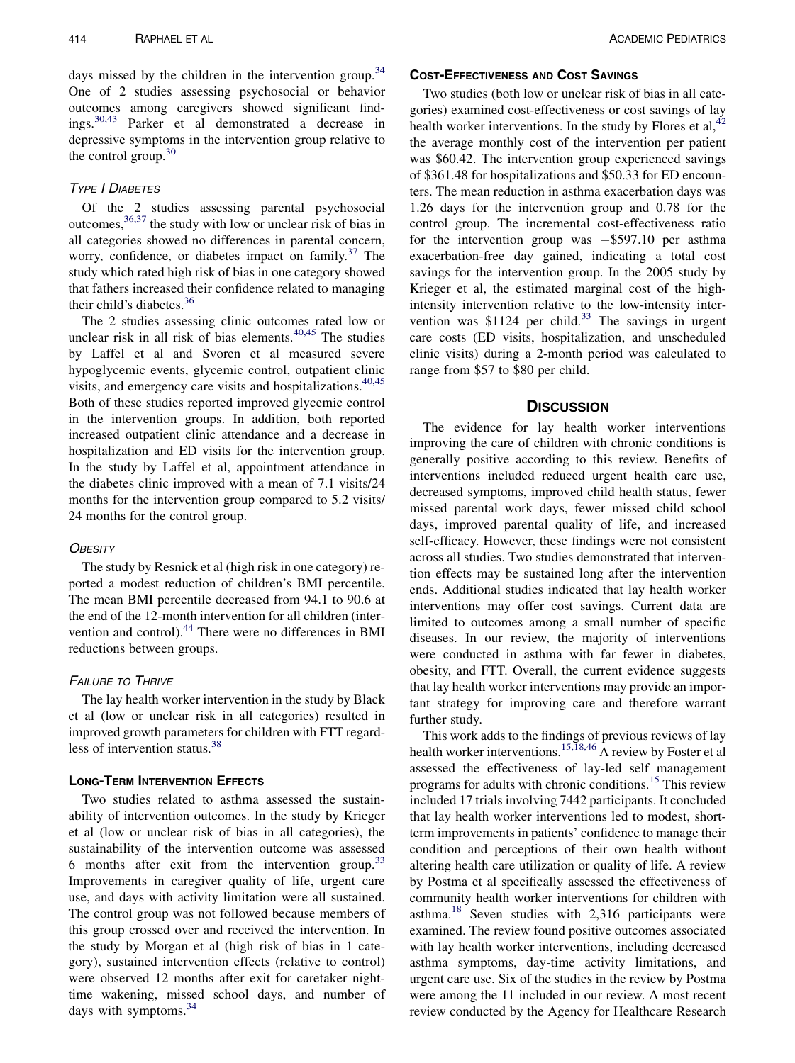days missed by the children in the intervention group.[34] One of 2 studies assessing psychosocial or behavior outcomes among caregivers showed significant findings.[30,43] Parker et al demonstrated a decrease in depressive symptoms in the intervention group relative to the control group.[30]

### *Type I Diabetes*

Of the 2 studies assessing parental psychosocial outcomes,[36,37] the study with low or unclear risk of bias in all categories showed no differences in parental concern, worry, confidence, or diabetes impact on family.[37] The study which rated high risk of bias in one category showed that fathers increased their confidence related to managing their child's diabetes.[36]

The 2 studies assessing clinic outcomes rated low or unclear risk in all risk of bias elements.[40,45] The studies by Laffel et al and Svoren et al measured severe hypoglycemic events, glycemic control, outpatient clinic visits, and emergency care visits and hospitalizations.[40,45] Both of these studies reported improved glycemic control in the intervention groups. In addition, both reported increased outpatient clinic attendance and a decrease in hospitalization and ED visits for the intervention group. In the study by Laffel et al, appointment attendance in the diabetes clinic improved with a mean of 7.1 visits/24 months for the intervention group compared to 5.2 visits/24 months for the control group.

### *Obesity*

The study by Resnick et al (high risk in one category) reported a modest reduction of children's BMI percentile. The mean BMI percentile decreased from 94.1 to 90.6 at the end of the 12-month intervention for all children (intervention and control).[44] There were no differences in BMI reductions between groups.

### *Failure to Thrive*

The lay health worker intervention in the study by Black et al (low or unclear risk in all categories) resulted in improved growth parameters for children with FTT regardless of intervention status.[38]

## Long-Term Intervention Effects

Two studies related to asthma assessed the sustainability of intervention outcomes. In the study by Krieger et al (low or unclear risk of bias in all categories), the sustainability of the intervention outcome was assessed 6 months after exit from the intervention group.[33] Improvements in caregiver quality of life, urgent care use, and days with activity limitation were all sustained. The control group was not followed because members of this group crossed over and received the intervention. In the study by Morgan et al (high risk of bias in 1 category), sustained intervention effects (relative to control) were observed 12 months after exit for caretaker nighttime wakening, missed school days, and number of days with symptoms.[34]

## Cost-Effectiveness and Cost Savings

Two studies (both low or unclear risk of bias in all categories) examined cost-effectiveness or cost savings of lay health worker interventions. In the study by Flores et al,[42] the average monthly cost of the intervention per patient was $60.42. The intervention group experienced savings of $361.48 for hospitalizations and $50.33 for ED encounters. The mean reduction in asthma exacerbation days was 1.26 days for the intervention group and 0.78 for the control group. The incremental cost-effectiveness ratio for the intervention group was −$597.10 per asthma exacerbation-free day gained, indicating a total cost savings for the intervention group. In the 2005 study by Krieger et al, the estimated marginal cost of the high-intensity intervention relative to the low-intensity intervention was $1124 per child.[33] The savings in urgent care costs (ED visits, hospitalization, and unscheduled clinic visits) during a 2-month period was calculated to range from $57 to $80 per child.

# Discussion

The evidence for lay health worker interventions improving the care of children with chronic conditions is generally positive according to this review. Benefits of interventions included reduced urgent health care use, decreased symptoms, improved child health status, fewer missed parental work days, fewer missed child school days, improved parental quality of life, and increased self-efficacy. However, these findings were not consistent across all studies. Two studies demonstrated that intervention effects may be sustained long after the intervention ends. Additional studies indicated that lay health worker interventions may offer cost savings. Current data are limited to outcomes among a small number of specific diseases. In our review, the majority of interventions were conducted in asthma with far fewer in diabetes, obesity, and FTT. Overall, the current evidence suggests that lay health worker interventions may provide an important strategy for improving care and therefore warrant further study.

This work adds to the findings of previous reviews of lay health worker interventions.[15,18,46] A review by Foster et al assessed the effectiveness of lay-led self management programs for adults with chronic conditions.[15] This review included 17 trials involving 7442 participants. It concluded that lay health worker interventions led to modest, short-term improvements in patients' confidence to manage their condition and perceptions of their own health without altering health care utilization or quality of life. A review by Postma et al specifically assessed the effectiveness of community health worker interventions for children with asthma.[18] Seven studies with 2,316 participants were examined. The review found positive outcomes associated with lay health worker interventions, including decreased asthma symptoms, day-time activity limitations, and urgent care use. Six of the studies in the review by Postma were among the 11 included in our review. A most recent review conducted by the Agency for Healthcare Research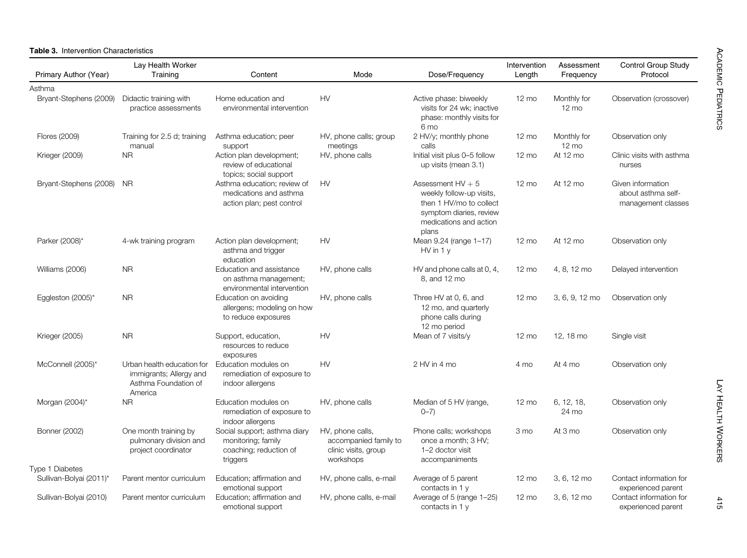**Table 3.** Intervention Characteristics

| Primary Author (Year) | Lay Health Worker Training | Content | Mode | Dose/Frequency | Intervention Length | Assessment Frequency | Control Group Study Protocol |
|---|---|---|---|---|---|---|---|
| Asthma | | | | | | | |
| Bryant-Stephens (2009) | Didactic training with practice assessments | Home education and environmental intervention | HV | Active phase: biweekly visits for 24 wk; inactive phase: monthly visits for 6 mo | 12 mo | Monthly for 12 mo | Observation (crossover) |
| Flores (2009) | Training for 2.5 d; training manual | Asthma education; peer support | HV, phone calls; group meetings | 2 HV/y; monthly phone calls | 12 mo | Monthly for 12 mo | Observation only |
| Krieger (2009) | NR | Action plan development; review of educational topics; social support | HV, phone calls | Initial visit plus 0–5 follow up visits (mean 3.1) | 12 mo | At 12 mo | Clinic visits with asthma nurses |
| Bryant-Stephens (2008) | NR | Asthma education; review of medications and asthma action plan; pest control | HV | Assessment HV + 5 weekly follow-up visits, then 1 HV/mo to collect symptom diaries, review medications and action plans | 12 mo | At 12 mo | Given information about asthma self-management classes |
| Parker (2008)* | 4-wk training program | Action plan development; asthma and trigger education | HV | Mean 9.24 (range 1–17) HV in 1 y | 12 mo | At 12 mo | Observation only |
| Williams (2006) | NR | Education and assistance on asthma management; environmental intervention | HV, phone calls | HV and phone calls at 0, 4, 8, and 12 mo | 12 mo | 4, 8, 12 mo | Delayed intervention |
| Eggleston (2005)* | NR | Education on avoiding allergens; modeling on how to reduce exposures | HV, phone calls | Three HV at 0, 6, and 12 mo, and quarterly phone calls during 12 mo period | 12 mo | 3, 6, 9, 12 mo | Observation only |
| Krieger (2005) | NR | Support, education, resources to reduce exposures | HV | Mean of 7 visits/y | 12 mo | 12, 18 mo | Single visit |
| McConnell (2005)* | Urban health education for immigrants; Allergy and Asthma Foundation of America | Education modules on remediation of exposure to indoor allergens | HV | 2 HV in 4 mo | 4 mo | At 4 mo | Observation only |
| Morgan (2004)* | NR | Education modules on remediation of exposure to indoor allergens | HV, phone calls | Median of 5 HV (range, 0–7) | 12 mo | 6, 12, 18, 24 mo | Observation only |
| Bonner (2002) | One month training by pulmonary division and project coordinator | Social support; asthma diary monitoring; family coaching; reduction of triggers | HV, phone calls, accompanied family to clinic visits, group workshops | Phone calls; workshops once a month; 3 HV; 1–2 doctor visit accompaniments | 3 mo | At 3 mo | Observation only |
| Type 1 Diabetes | | | | | | | |
| Sullivan-Bolyai (2011)* | Parent mentor curriculum | Education; affirmation and emotional support | HV, phone calls, e-mail | Average of 5 parent contacts in 1 y | 12 mo | 3, 6, 12 mo | Contact information for experienced parent |
| Sullivan-Bolyai (2010) | Parent mentor curriculum | Education; affirmation and emotional support | HV, phone calls, e-mail | Average of 5 (range 1–25) contacts in 1 y | 12 mo | 3, 6, 12 mo | Contact information for experienced parent |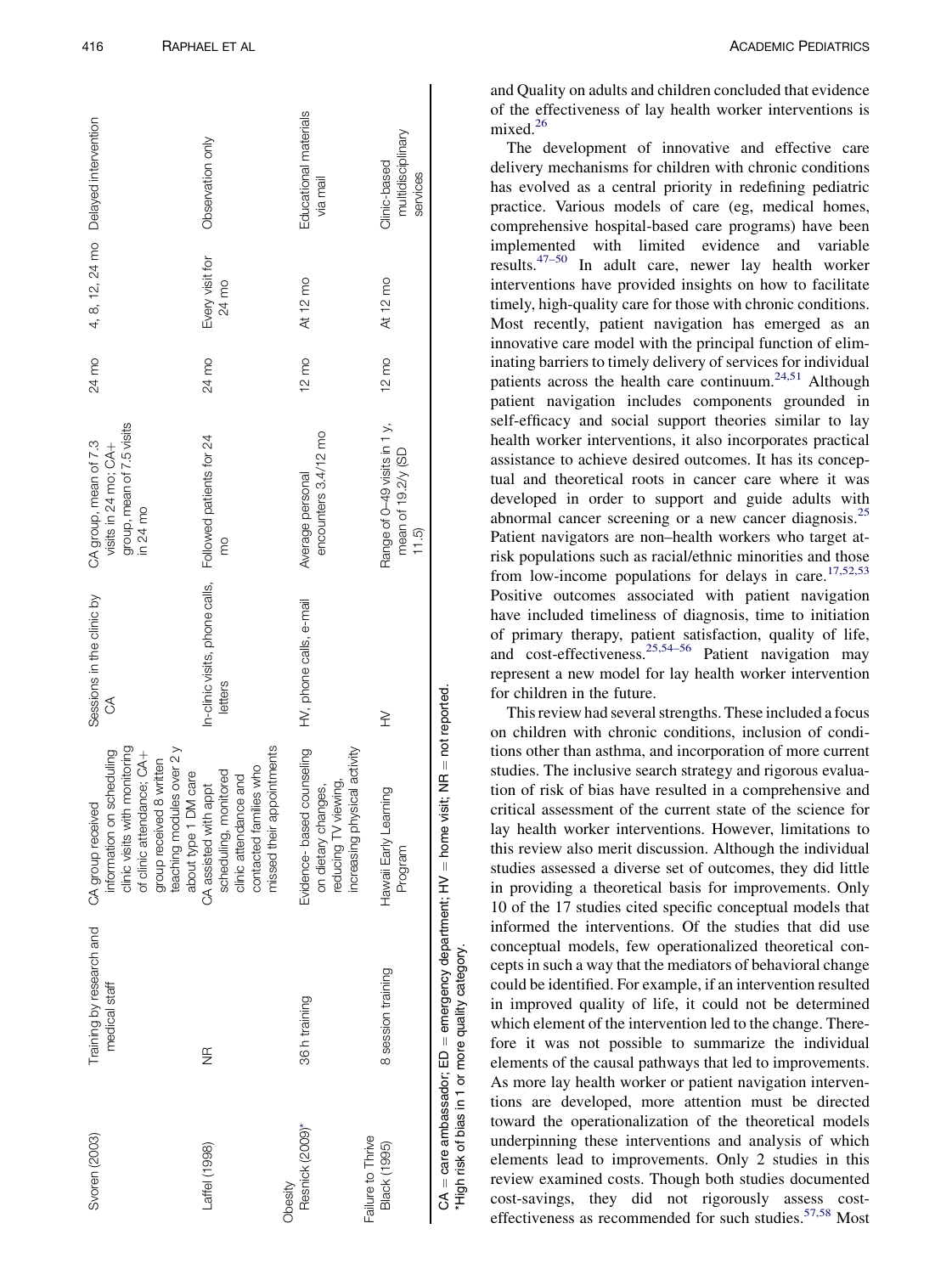| | | | | | | | |
|---|---|---|---|---|---|---|---|
| Svoren (2003) | Training by research and medical staff | CA group received information on scheduling clinic visits with monitoring of clinic attendance; CA+ group received 8 written teaching modules over 2 y about type 1 DM care | Sessions in the clinic by CA | CA group, mean of 7.3 visits in 24 mo; CA+ group, mean of 7.5 visits in 24 mo | 24 mo | 4, 8, 12, 24 mo | Delayed intervention |
| Laffel (1998) | NR | CA assisted with appt scheduling, monitored clinic attendance and contacted families who missed their appointments | In-clinic visits, phone calls, letters | Followed patients for 24 mo | 24 mo | Every visit for 24 mo | Observation only |
| Obesity | | | | | | | |
| Resnick (2009)* | 36 h training | Evidence- based counseling on dietary changes, reducing TV viewing, increasing physical activity | HV, phone calls, e-mail | Average personal encounters 3.4/12 mo | 12 mo | At 12 mo | Educational materials via mail |
| Failure to Thrive | | | | | | | |
| Black (1995) | 8 session training | Hawaii Early Learning Program | HV | Range of 0–49 visits in 1 y, mean of 19.2/y (SD 11.5) | 12 mo | At 12 mo | Clinic-based multidisciplinary services |

CA = care ambassador; ED = emergency department; HV = home visit; NR = not reported.
*High risk of bias in 1 or more quality category.

and Quality on adults and children concluded that evidence of the effectiveness of lay health worker interventions is mixed.[26]

The development of innovative and effective care delivery mechanisms for children with chronic conditions has evolved as a central priority in redefining pediatric practice. Various models of care (eg, medical homes, comprehensive hospital-based care programs) have been implemented with limited evidence and variable results.[47–50] In adult care, newer lay health worker interventions have provided insights on how to facilitate timely, high-quality care for those with chronic conditions. Most recently, patient navigation has emerged as an innovative care model with the principal function of eliminating barriers to timely delivery of services for individual patients across the health care continuum.[24,51] Although patient navigation includes components grounded in self-efficacy and social support theories similar to lay health worker interventions, it also incorporates practical assistance to achieve desired outcomes. It has its conceptual and theoretical roots in cancer care where it was developed in order to support and guide adults with abnormal cancer screening or a new cancer diagnosis.[25] Patient navigators are non–health workers who target at-risk populations such as racial/ethnic minorities and those from low-income populations for delays in care.[17,52,53] Positive outcomes associated with patient navigation have included timeliness of diagnosis, time to initiation of primary therapy, patient satisfaction, quality of life, and cost-effectiveness.[25,54–56] Patient navigation may represent a new model for lay health worker intervention for children in the future.

This review had several strengths. These included a focus on children with chronic conditions, inclusion of conditions other than asthma, and incorporation of more current studies. The inclusive search strategy and rigorous evaluation of risk of bias have resulted in a comprehensive and critical assessment of the current state of the science for lay health worker interventions. However, limitations to this review also merit discussion. Although the individual studies assessed a diverse set of outcomes, they did little in providing a theoretical basis for improvements. Only 10 of the 17 studies cited specific conceptual models that informed the interventions. Of the studies that did use conceptual models, few operationalized theoretical concepts in such a way that the mediators of behavioral change could be identified. For example, if an intervention resulted in improved quality of life, it could not be determined which element of the intervention led to the change. Therefore it was not possible to summarize the individual elements of the causal pathways that led to improvements. As more lay health worker or patient navigation interventions are developed, more attention must be directed toward the operationalization of the theoretical models underpinning these interventions and analysis of which elements lead to improvements. Only 2 studies in this review examined costs. Though both studies documented cost-savings, they did not rigorously assess cost-effectiveness as recommended for such studies.[57,58] Most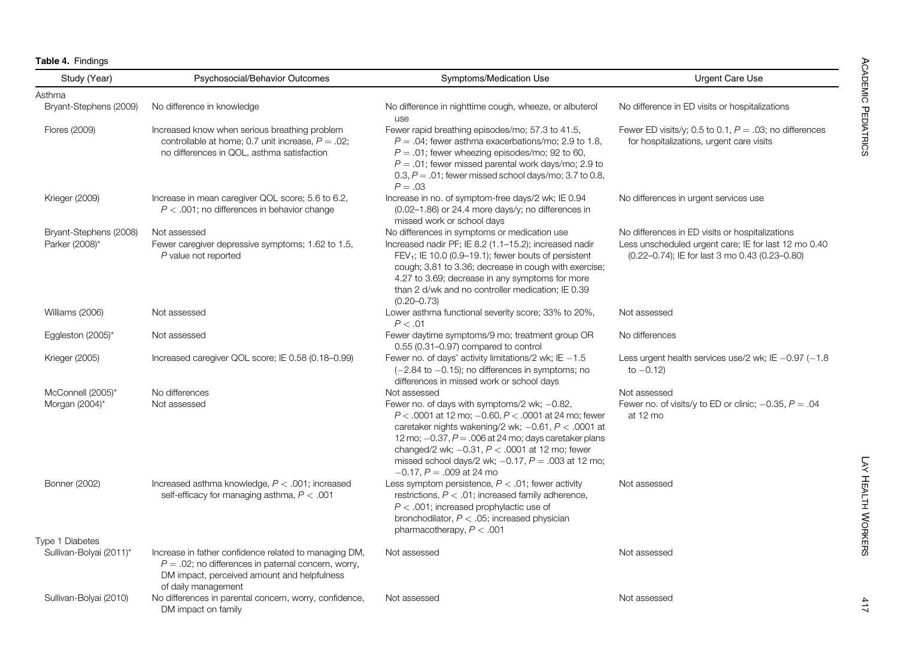**Table 4.** Findings

| Study (Year) | Psychosocial/Behavior Outcomes | Symptoms/Medication Use | Urgent Care Use |
|---|---|---|---|
| Asthma | | | |
| Bryant-Stephens (2009) | No difference in knowledge | No difference in nighttime cough, wheeze, or albuterol use | No difference in ED visits or hospitalizations |
| Flores (2009) | Increased know when serious breathing problem controllable at home; 0.7 unit increase, $P = .02$; no differences in QOL, asthma satisfaction | Fewer rapid breathing episodes/mo; 57.3 to 41.5, $P = .04$; fewer asthma exacerbations/mo; 2.9 to 1.8, $P = .01$; fewer wheezing episodes/mo; 92 to 60, $P = .01$; fewer missed parental work days/mo; 2.9 to 0.3, $P = .01$; fewer missed school days/mo; 3.7 to 0.8, $P = .03$ | Fewer ED visits/y; 0.5 to 0.1, $P = .03$; no differences for hospitalizations, urgent care visits |
| Krieger (2009) | Increase in mean caregiver QOL score; 5.6 to 6.2, $P < .001$; no differences in behavior change | Increase in no. of symptom-free days/2 wk; IE 0.94 (0.02–1.86) or 24.4 more days/y; no differences in missed work or school days | No differences in urgent services use |
| Bryant-Stephens (2008) | Not assessed | No differences in symptoms or medication use | No differences in ED visits or hospitalizations |
| Parker (2008)* | Fewer caregiver depressive symptoms; 1.62 to 1.5, P value not reported | Increased nadir PF; IE 8.2 (1.1–15.2); increased nadir $FEV_1$; IE 10.0 (0.9–19.1); fewer bouts of persistent cough; 3.81 to 3.36; decrease in cough with exercise; 4.27 to 3.69; decrease in any symptoms for more than 2 d/wk and no controller medication; IE 0.39 (0.20–0.73) | Less unscheduled urgent care; IE for last 12 mo 0.40 (0.22–0.74); IE for last 3 mo 0.43 (0.23–0.80) |
| Williams (2006) | Not assessed | Lower asthma functional severity score; 33% to 20%, $P < .01$ | Not assessed |
| Eggleston (2005)* | Not assessed | Fewer daytime symptoms/9 mo; treatment group OR 0.55 (0.31–0.97) compared to control | No differences |
| Krieger (2005) | Increased caregiver QOL score; IE 0.58 (0.18–0.99) | Fewer no. of days' activity limitations/2 wk; IE −1.5 (−2.84 to −0.15); no differences in symptoms; no differences in missed work or school days | Less urgent health services use/2 wk; IE −0.97 (−1.8 to −0.12) |
| McConnell (2005)* | No differences | Not assessed | Not assessed |
| Morgan (2004)* | Not assessed | Fewer no. of days with symptoms/2 wk; −0.82, $P < .0001$ at 12 mo; −0.60, $P < .0001$ at 24 mo; fewer caretaker nights wakening/2 wk; −0.61, $P < .0001$ at 12 mo; −0.37, $P = .006$ at 24 mo; days caretaker plans changed/2 wk; −0.31, $P < .0001$ at 12 mo; fewer missed school days/2 wk; −0.17, $P = .003$ at 12 mo; −0.17, $P = .009$ at 24 mo | Fewer no. of visits/y to ED or clinic; −0.35, $P = .04$ at 12 mo |
| Bonner (2002) | Increased asthma knowledge, $P < .001$; increased self-efficacy for managing asthma, $P < .001$ | Less symptom persistence, $P < .01$; fewer activity restrictions, $P < .01$; increased family adherence, $P < .001$; increased prophylactic use of bronchodilator, $P < .05$; increased physician pharmacotherapy, $P < .001$ | Not assessed |
| Type 1 Diabetes | | | |
| Sullivan-Bolyai (2011)* | Increase in father confidence related to managing DM, $P = .02$; no differences in paternal concern, worry, DM impact, perceived amount and helpfulness of daily management | Not assessed | Not assessed |
| Sullivan-Bolyai (2010) | No differences in parental concern, worry, confidence, DM impact on family | Not assessed | Not assessed |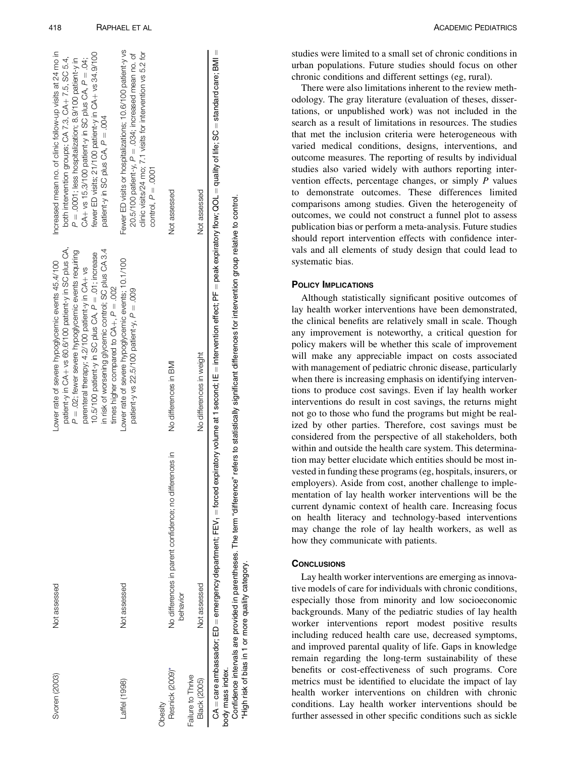| | | | | |
|---|---|---|---|---|
| Svoren (2003) | Not assessed | Lower rate of severe hypoglycemic events 45.4/100 patient-y in CA+ vs 60.6/100 patient-y in SC plus CA, $P = .02$; fewer severe hypoglycemic events requiring parenteral therapy; 4.2/100 patient-y in CA+ vs 10.5/100 patient-y in SC plus CA, $P = .01$; increase in risk of worsening glycemic control; SC plus CA 3.4 times higher compared to CA+, $P = .002$ | Increased mean no. of clinic follow-up visits at 24 mo in both intervention groups; CA 7.3, CA+ 7.5, SC 5.4, $P = .0001$; less hospitalization; 8.9/100 patient-y in CA+ vs 15.3/100 patient-y in SC plus CA, $P = .04$; fewer ED visits; 21/100 patient-y in CA+ vs 34.9/100 patient-y in SC plus CA, $P = .004$ |
| Laffel (1998) | Not assessed | Lower rate of severe hypoglycemic events; 10.1/100 patient-y vs 22.5/100 patient-y, $P = .009$ | Fewer ED visits or hospitalizations; 10.6/100 patient-y vs 20.5/100 patient-y, $P = .034$; increased mean no. of clinic visits/24 mo; 7.1 visits for intervention vs 5.2 for control, $P = .0001$ |
| Obesity | | | | |
| Resnick (2009)* | No differences in parent confidence; no differences in behavior | No differences in BMI | Not assessed |
| Failure to Thrive | | | | |
| Black (2005) | Not assessed | No differences in weight | Not assessed |

CA = care ambassador; ED = emergency department; $FEV_1$ = forced expiratory volume at 1 second; IE = intervention effect; PF = peak expiratory flow; QOL = quality of life; SC = standard care; BMI = body mass index.

Confidence intervals are provided in parentheses. The term "difference" refers to statistically significant differences for intervention group relative to control.

*High risk of bias in 1 or more quality category.

studies were limited to a small set of chronic conditions in urban populations. Future studies should focus on other chronic conditions and different settings (eg, rural).

There were also limitations inherent to the review methodology. The gray literature (evaluation of theses, dissertations, or unpublished work) was not included in the search as a result of limitations in resources. The studies that met the inclusion criteria were heterogeneous with varied medical conditions, designs, interventions, and outcome measures. The reporting of results by individual studies also varied widely with authors reporting intervention effects, percentage changes, or simply *P* values to demonstrate outcomes. These differences limited comparisons among studies. Given the heterogeneity of outcomes, we could not construct a funnel plot to assess publication bias or perform a meta-analysis. Future studies should report intervention effects with confidence intervals and all elements of study design that could lead to systematic bias.

## Policy Implications

Although statistically significant positive outcomes of lay health worker interventions have been demonstrated, the clinical benefits are relatively small in scale. Though any improvement is noteworthy, a critical question for policy makers will be whether this scale of improvement will make any appreciable impact on costs associated with management of pediatric chronic disease, particularly when there is increasing emphasis on identifying interventions to produce cost savings. Even if lay health worker interventions do result in cost savings, the returns might not go to those who fund the programs but might be realized by other parties. Therefore, cost savings must be considered from the perspective of all stakeholders, both within and outside the health care system. This determination may better elucidate which entities should be most invested in funding these programs (eg, hospitals, insurers, or employers). Aside from cost, another challenge to implementation of lay health worker interventions will be the current dynamic context of health care. Increasing focus on health literacy and technology-based interventions may change the role of lay health workers, as well as how they communicate with patients.

## Conclusions

Lay health worker interventions are emerging as innovative models of care for individuals with chronic conditions, especially those from minority and low socioeconomic backgrounds. Many of the pediatric studies of lay health worker interventions report modest positive results including reduced health care use, decreased symptoms, and improved parental quality of life. Gaps in knowledge remain regarding the long-term sustainability of these benefits or cost-effectiveness of such programs. Core metrics must be identified to elucidate the impact of lay health worker interventions on children with chronic conditions. Lay health worker interventions should be further assessed in other specific conditions such as sickle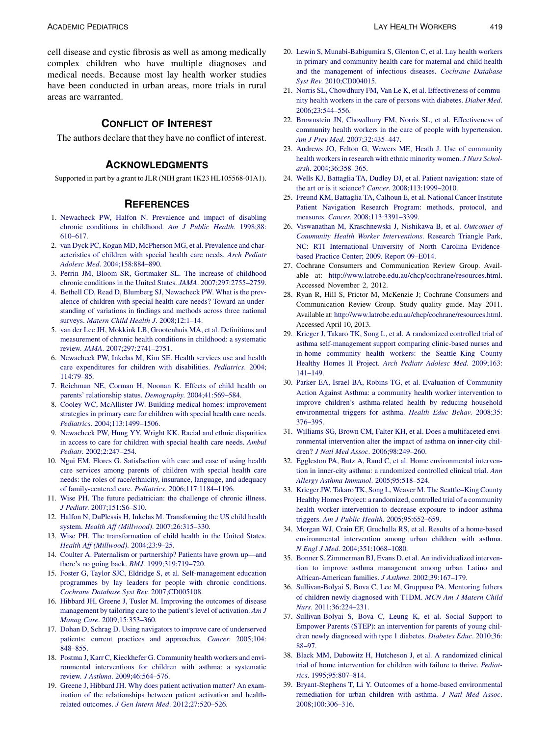cell disease and cystic fibrosis as well as among medically complex children who have multiple diagnoses and medical needs. Because most lay health worker studies have been conducted in urban areas, more trials in rural areas are warranted.

## Conflict of Interest

The authors declare that they have no conflict of interest.

## Acknowledgments

Supported in part by a grant to JLR (NIH grant 1K23 HL105568-01A1).

## References

1. Newacheck PW, Halfon N. Prevalence and impact of disabling chronic conditions in childhood. *Am J Public Health*. 1998;88: 610–617.
2. van Dyck PC, Kogan MD, McPherson MG, et al. Prevalence and characteristics of children with special health care needs. *Arch Pediatr Adolesc Med*. 2004;158:884–890.
3. Perrin JM, Bloom SR, Gortmaker SL. The increase of childhood chronic conditions in the United States. *JAMA*. 2007;297:2755–2759.
4. Bethell CD, Read D, Blumberg SJ, Newacheck PW. What is the prevalence of children with special health care needs? Toward an understanding of variations in findings and methods across three national surveys. *Matern Child Health J*. 2008;12:1–14.
5. van der Lee JH, Mokkink LB, Grootenhuis MA, et al. Definitions and measurement of chronic health conditions in childhood: a systematic review. *JAMA*. 2007;297:2741–2751.
6. Newacheck PW, Inkelas M, Kim SE. Health services use and health care expenditures for children with disabilities. *Pediatrics*. 2004; 114:79–85.
7. Reichman NE, Corman H, Noonan K. Effects of child health on parents' relationship status. *Demography*. 2004;41:569–584.
8. Cooley WC, McAllister JW. Building medical homes: improvement strategies in primary care for children with special health care needs. *Pediatrics*. 2004;113:1499–1506.
9. Newacheck PW, Hung YY, Wright KK. Racial and ethnic disparities in access to care for children with special health care needs. *Ambul Pediatr*. 2002;2:247–254.
10. Ngui EM, Flores G. Satisfaction with care and ease of using health care services among parents of children with special health care needs: the roles of race/ethnicity, insurance, language, and adequacy of family-centered care. *Pediatrics*. 2006;117:1184–1196.
11. Wise PH. The future pediatrician: the challenge of chronic illness. *J Pediatr*. 2007;151:S6–S10.
12. Halfon N, DuPlessis H, Inkelas M. Transforming the US child health system. *Health Aff (Millwood)*. 2007;26:315–330.
13. Wise PH. The transformation of child health in the United States. *Health Aff (Millwood)*. 2004;23:9–25.
14. Coulter A. Paternalism or partnership? Patients have grown up—and there's no going back. *BMJ*. 1999;319:719–720.
15. Foster G, Taylor SJC, Eldridge S, et al. Self-management education programmes by lay leaders for people with chronic conditions. *Cochrane Database Syst Rev*. 2007;CD005108.
16. Hibbard JH, Greene J, Tusler M. Improving the outcomes of disease management by tailoring care to the patient's level of activation. *Am J Manag Care*. 2009;15:353–360.
17. Dohan D, Schrag D. Using navigators to improve care of underserved patients: current practices and approaches. *Cancer*. 2005;104: 848–855.
18. Postma J, Karr C, Kieckhefer G. Community health workers and environmental interventions for children with asthma: a systematic review. *J Asthma*. 2009;46:564–576.
19. Greene J, Hibbard JH. Why does patient activation matter? An examination of the relationships between patient activation and health-related outcomes. *J Gen Intern Med*. 2012;27:520–526.
20. Lewin S, Munabi-Babigumira S, Glenton C, et al. Lay health workers in primary and community health care for maternal and child health and the management of infectious diseases. *Cochrane Database Syst Rev*. 2010;CD004015.
21. Norris SL, Chowdhury FM, Van Le K, et al. Effectiveness of community health workers in the care of persons with diabetes. *Diabet Med*. 2006;23:544–556.
22. Brownstein JN, Chowdhury FM, Norris SL, et al. Effectiveness of community health workers in the care of people with hypertension. *Am J Prev Med*. 2007;32:435–447.
23. Andrews JO, Felton G, Wewers ME, Heath J. Use of community health workers in research with ethnic minority women. *J Nurs Scholarsh*. 2004;36:358–365.
24. Wells KJ, Battaglia TA, Dudley DJ, et al. Patient navigation: state of the art or is it science? *Cancer*. 2008;113:1999–2010.
25. Freund KM, Battaglia TA, Calhoun E, et al. National Cancer Institute Patient Navigation Research Program: methods, protocol, and measures. *Cancer*. 2008;113:3391–3399.
26. Viswanathan M, Kraschnewski J, Nishikawa B, et al. *Outcomes of Community Health Worker Interventions*. Research Triangle Park, NC: RTI International–University of North Carolina Evidence-based Practice Center; 2009. Report 09–E014.
27. Cochrane Consumers and Communication Review Group. Available at: http://www.latrobe.edu.au/chcp/cochrane/resources.html. Accessed November 2, 2012.
28. Ryan R, Hill S, Prictor M, McKenzie J; Cochrane Consumers and Communication Review Group. Study quality guide. May 2011. Available at: http://www.latrobe.edu.au/chcp/cochrane/resources.html. Accessed April 10, 2013.
29. Krieger J, Takaro TK, Song L, et al. A randomized controlled trial of asthma self-management support comparing clinic-based nurses and in-home community health workers: the Seattle–King County Healthy Homes II Project. *Arch Pediatr Adolesc Med*. 2009;163: 141–149.
30. Parker EA, Israel BA, Robins TG, et al. Evaluation of Community Action Against Asthma: a community health worker intervention to improve children's asthma-related health by reducing household environmental triggers for asthma. *Health Educ Behav*. 2008;35: 376–395.
31. Williams SG, Brown CM, Falter KH, et al. Does a multifaceted environmental intervention alter the impact of asthma on inner-city children? *J Natl Med Assoc*. 2006;98:249–260.
32. Eggleston PA, Butz A, Rand C, et al. Home environmental intervention in inner-city asthma: a randomized controlled clinical trial. *Ann Allergy Asthma Immunol*. 2005;95:518–524.
33. Krieger JW, Takaro TK, Song L, Weaver M. The Seattle–King County Healthy Homes Project: a randomized, controlled trial of a community health worker intervention to decrease exposure to indoor asthma triggers. *Am J Public Health*. 2005;95:652–659.
34. Morgan WJ, Crain EF, Gruchalla RS, et al. Results of a home-based environmental intervention among urban children with asthma. *N Engl J Med*. 2004;351:1068–1080.
35. Bonner S, Zimmerman BJ, Evans D, et al. An individualized intervention to improve asthma management among urban Latino and African-American families. *J Asthma*. 2002;39:167–179.
36. Sullivan-Bolyai S, Bova C, Lee M, Gruppuso PA. Mentoring fathers of children newly diagnosed with T1DM. *MCN Am J Matern Child Nurs*. 2011;36:224–231.
37. Sullivan-Bolyai S, Bova C, Leung K, et al. Social Support to Empower Parents (STEP): an intervention for parents of young children newly diagnosed with type 1 diabetes. *Diabetes Educ*. 2010;36: 88–97.
38. Black MM, Dubowitz H, Hutcheson J, et al. A randomized clinical trial of home intervention for children with failure to thrive. *Pediatrics*. 1995;95:807–814.
39. Bryant-Stephens T, Li Y. Outcomes of a home-based environmental remediation for urban children with asthma. *J Natl Med Assoc*. 2008;100:306–316.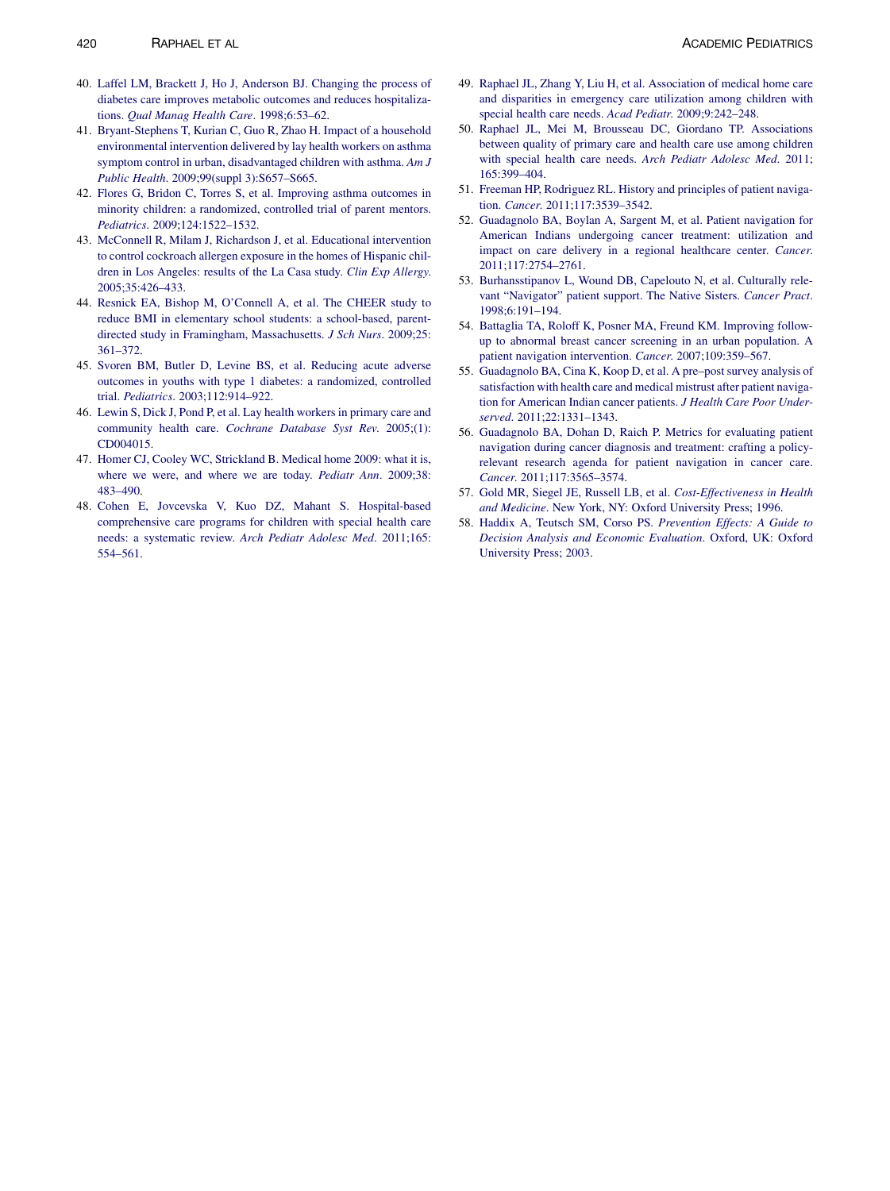40. Laffel LM, Brackett J, Ho J, Anderson BJ. Changing the process of diabetes care improves metabolic outcomes and reduces hospitalizations. *Qual Manag Health Care*. 1998;6:53–62.
41. Bryant-Stephens T, Kurian C, Guo R, Zhao H. Impact of a household environmental intervention delivered by lay health workers on asthma symptom control in urban, disadvantaged children with asthma. *Am J Public Health*. 2009;99(suppl 3):S657–S665.
42. Flores G, Bridon C, Torres S, et al. Improving asthma outcomes in minority children: a randomized, controlled trial of parent mentors. *Pediatrics*. 2009;124:1522–1532.
43. McConnell R, Milam J, Richardson J, et al. Educational intervention to control cockroach allergen exposure in the homes of Hispanic children in Los Angeles: results of the La Casa study. *Clin Exp Allergy*. 2005;35:426–433.
44. Resnick EA, Bishop M, O'Connell A, et al. The CHEER study to reduce BMI in elementary school students: a school-based, parent-directed study in Framingham, Massachusetts. *J Sch Nurs*. 2009;25:361–372.
45. Svoren BM, Butler D, Levine BS, et al. Reducing acute adverse outcomes in youths with type 1 diabetes: a randomized, controlled trial. *Pediatrics*. 2003;112:914–922.
46. Lewin S, Dick J, Pond P, et al. Lay health workers in primary care and community health care. *Cochrane Database Syst Rev*. 2005;(1):CD004015.
47. Homer CJ, Cooley WC, Strickland B. Medical home 2009: what it is, where we were, and where we are today. *Pediatr Ann*. 2009;38:483–490.
48. Cohen E, Jovcevska V, Kuo DZ, Mahant S. Hospital-based comprehensive care programs for children with special health care needs: a systematic review. *Arch Pediatr Adolesc Med*. 2011;165:554–561.
49. Raphael JL, Zhang Y, Liu H, et al. Association of medical home care and disparities in emergency care utilization among children with special health care needs. *Acad Pediatr*. 2009;9:242–248.
50. Raphael JL, Mei M, Brousseau DC, Giordano TP. Associations between quality of primary care and health care use among children with special health care needs. *Arch Pediatr Adolesc Med*. 2011;165:399–404.
51. Freeman HP, Rodriguez RL. History and principles of patient navigation. *Cancer*. 2011;117:3539–3542.
52. Guadagnolo BA, Boylan A, Sargent M, et al. Patient navigation for American Indians undergoing cancer treatment: utilization and impact on care delivery in a regional healthcare center. *Cancer*. 2011;117:2754–2761.
53. Burhansstipanov L, Wound DB, Capelouto N, et al. Culturally relevant "Navigator" patient support. The Native Sisters. *Cancer Pract*. 1998;6:191–194.
54. Battaglia TA, Roloff K, Posner MA, Freund KM. Improving follow-up to abnormal breast cancer screening in an urban population. A patient navigation intervention. *Cancer*. 2007;109:359–567.
55. Guadagnolo BA, Cina K, Koop D, et al. A pre–post survey analysis of satisfaction with health care and medical mistrust after patient navigation for American Indian cancer patients. *J Health Care Poor Underserved*. 2011;22:1331–1343.
56. Guadagnolo BA, Dohan D, Raich P. Metrics for evaluating patient navigation during cancer diagnosis and treatment: crafting a policy-relevant research agenda for patient navigation in cancer care. *Cancer*. 2011;117:3565–3574.
57. Gold MR, Siegel JE, Russell LB, et al. *Cost-Effectiveness in Health and Medicine*. New York, NY: Oxford University Press; 1996.
58. Haddix A, Teutsch SM, Corso PS. *Prevention Effects: A Guide to Decision Analysis and Economic Evaluation*. Oxford, UK: Oxford University Press; 2003.